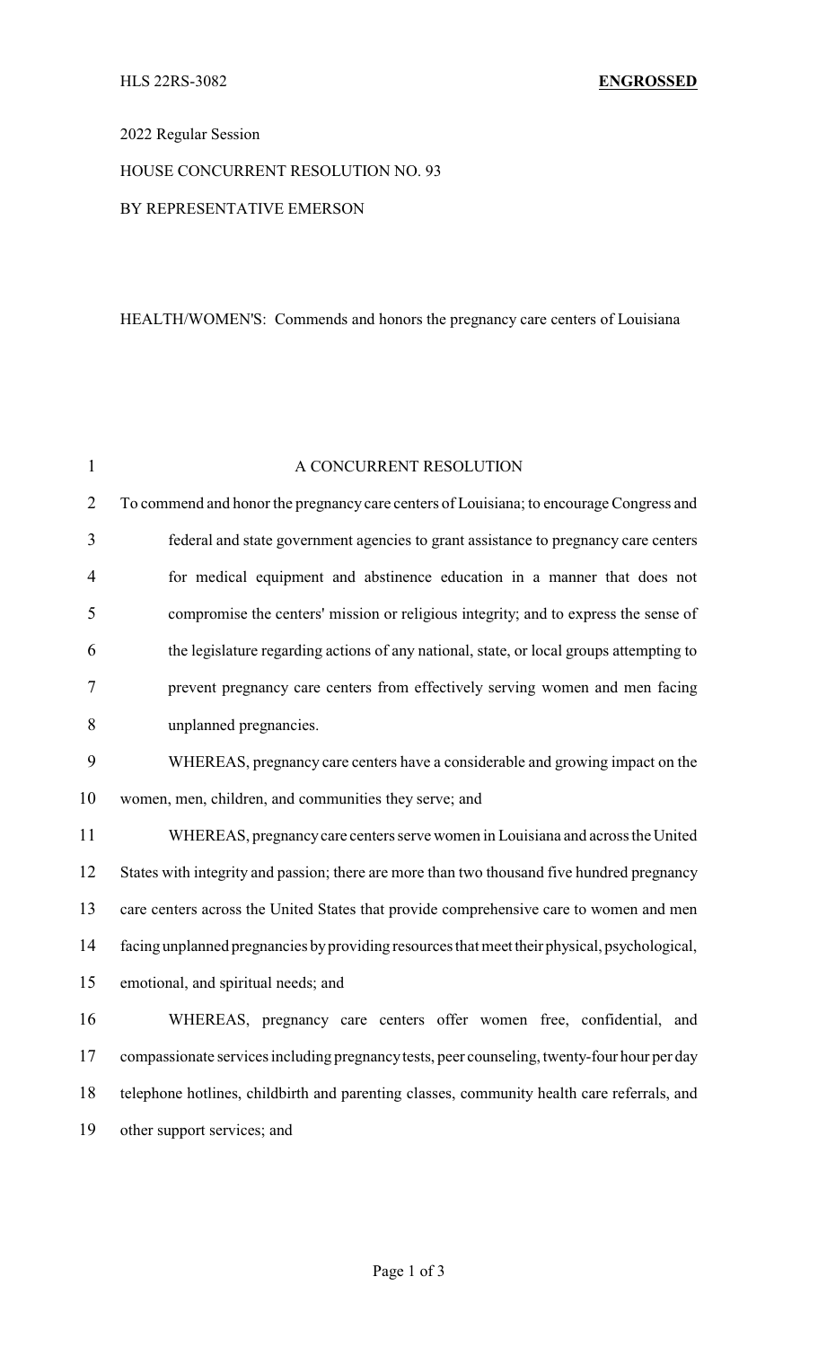HLS 22RS-3082 **ENGROSSED**

2022 Regular Session

HOUSE CONCURRENT RESOLUTION NO. 93

BY REPRESENTATIVE EMERSON

HEALTH/WOMEN'S: Commends and honors the pregnancy care centers of Louisiana

A CONCURRENT RESOLUTION

To commend and honor the pregnancy care centers of Louisiana; to encourage Congress and federal and state government agencies to grant assistance to pregnancy care centers for medical equipment and abstinence education in a manner that does not compromise the centers' mission or religious integrity; and to express the sense of the legislature regarding actions of any national, state, or local groups attempting to prevent pregnancy care centers from effectively serving women and men facing unplanned pregnancies.

WHEREAS, pregnancy care centers have a considerable and growing impact on the women, men, children, and communities they serve; and

WHEREAS, pregnancy care centers serve women in Louisiana and across the United States with integrity and passion; there are more than two thousand five hundred pregnancy care centers across the United States that provide comprehensive care to women and men facing unplanned pregnancies by providing resources that meet their physical, psychological, emotional, and spiritual needs; and

WHEREAS, pregnancy care centers offer women free, confidential, and compassionate services including pregnancy tests, peer counseling, twenty-four hour per day telephone hotlines, childbirth and parenting classes, community health care referrals, and other support services; and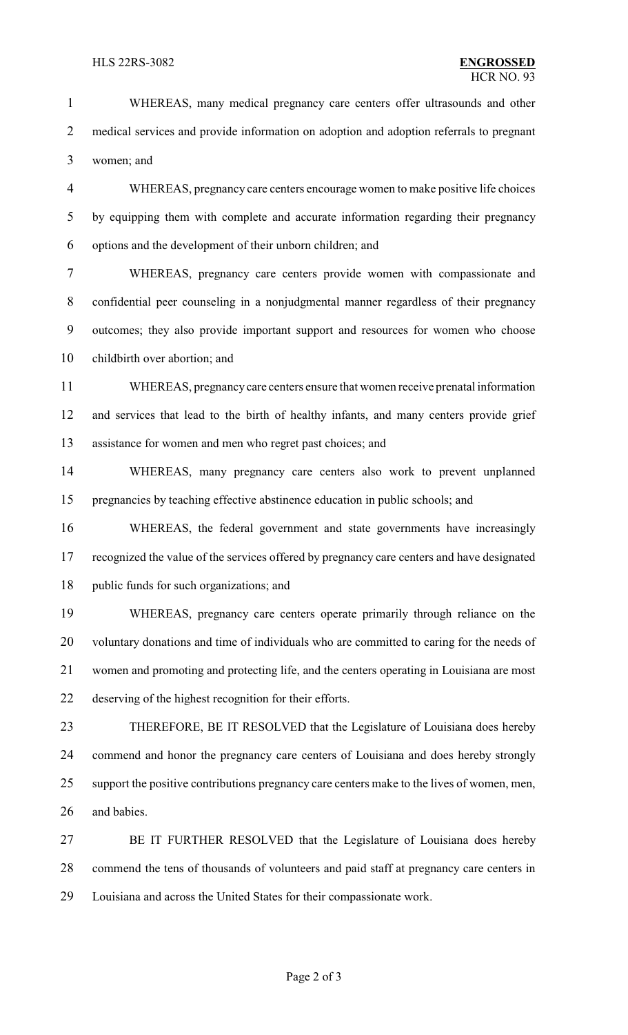WHEREAS, many medical pregnancy care centers offer ultrasounds and other medical services and provide information on adoption and adoption referrals to pregnant women; and

WHEREAS, pregnancy care centers encourage women to make positive life choices by equipping them with complete and accurate information regarding their pregnancy options and the development of their unborn children; and

WHEREAS, pregnancy care centers provide women with compassionate and confidential peer counseling in a nonjudgmental manner regardless of their pregnancy outcomes; they also provide important support and resources for women who choose childbirth over abortion; and

WHEREAS, pregnancy care centers ensure that women receive prenatal information and services that lead to the birth of healthy infants, and many centers provide grief assistance for women and men who regret past choices; and

WHEREAS, many pregnancy care centers also work to prevent unplanned pregnancies by teaching effective abstinence education in public schools; and

WHEREAS, the federal government and state governments have increasingly recognized the value of the services offered by pregnancy care centers and have designated public funds for such organizations; and

WHEREAS, pregnancy care centers operate primarily through reliance on the voluntary donations and time of individuals who are committed to caring for the needs of women and promoting and protecting life, and the centers operating in Louisiana are most deserving of the highest recognition for their efforts.

THEREFORE, BE IT RESOLVED that the Legislature of Louisiana does hereby commend and honor the pregnancy care centers of Louisiana and does hereby strongly support the positive contributions pregnancy care centers make to the lives of women, men, and babies.

BE IT FURTHER RESOLVED that the Legislature of Louisiana does hereby commend the tens of thousands of volunteers and paid staff at pregnancy care centers in Louisiana and across the United States for their compassionate work.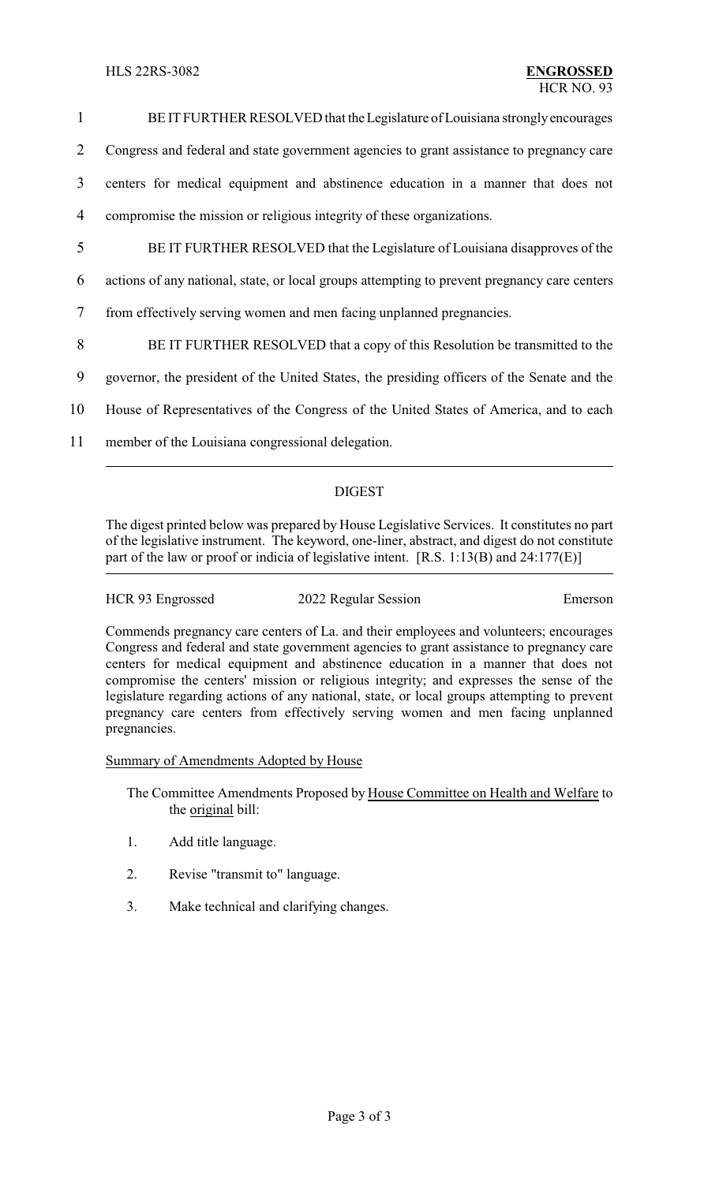BE IT FURTHER RESOLVED that the Legislature of Louisiana strongly encourages Congress and federal and state government agencies to grant assistance to pregnancy care centers for medical equipment and abstinence education in a manner that does not compromise the mission or religious integrity of these organizations.

BE IT FURTHER RESOLVED that the Legislature of Louisiana disapproves of the actions of any national, state, or local groups attempting to prevent pregnancy care centers from effectively serving women and men facing unplanned pregnancies.

BE IT FURTHER RESOLVED that a copy of this Resolution be transmitted to the governor, the president of the United States, the presiding officers of the Senate and the House of Representatives of the Congress of the United States of America, and to each member of the Louisiana congressional delegation.

## DIGEST

The digest printed below was prepared by House Legislative Services. It constitutes no part of the legislative instrument. The keyword, one-liner, abstract, and digest do not constitute part of the law or proof or indicia of legislative intent. [R.S. 1:13(B) and 24:177(E)]

HCR 93 Engrossed 2022 Regular Session Emerson

Commends pregnancy care centers of La. and their employees and volunteers; encourages Congress and federal and state government agencies to grant assistance to pregnancy care centers for medical equipment and abstinence education in a manner that does not compromise the centers' mission or religious integrity; and expresses the sense of the legislature regarding actions of any national, state, or local groups attempting to prevent pregnancy care centers from effectively serving women and men facing unplanned pregnancies.

Summary of Amendments Adopted by House

The Committee Amendments Proposed by House Committee on Health and Welfare to the original bill:

1. Add title language.
2. Revise "transmit to" language.
3. Make technical and clarifying changes.